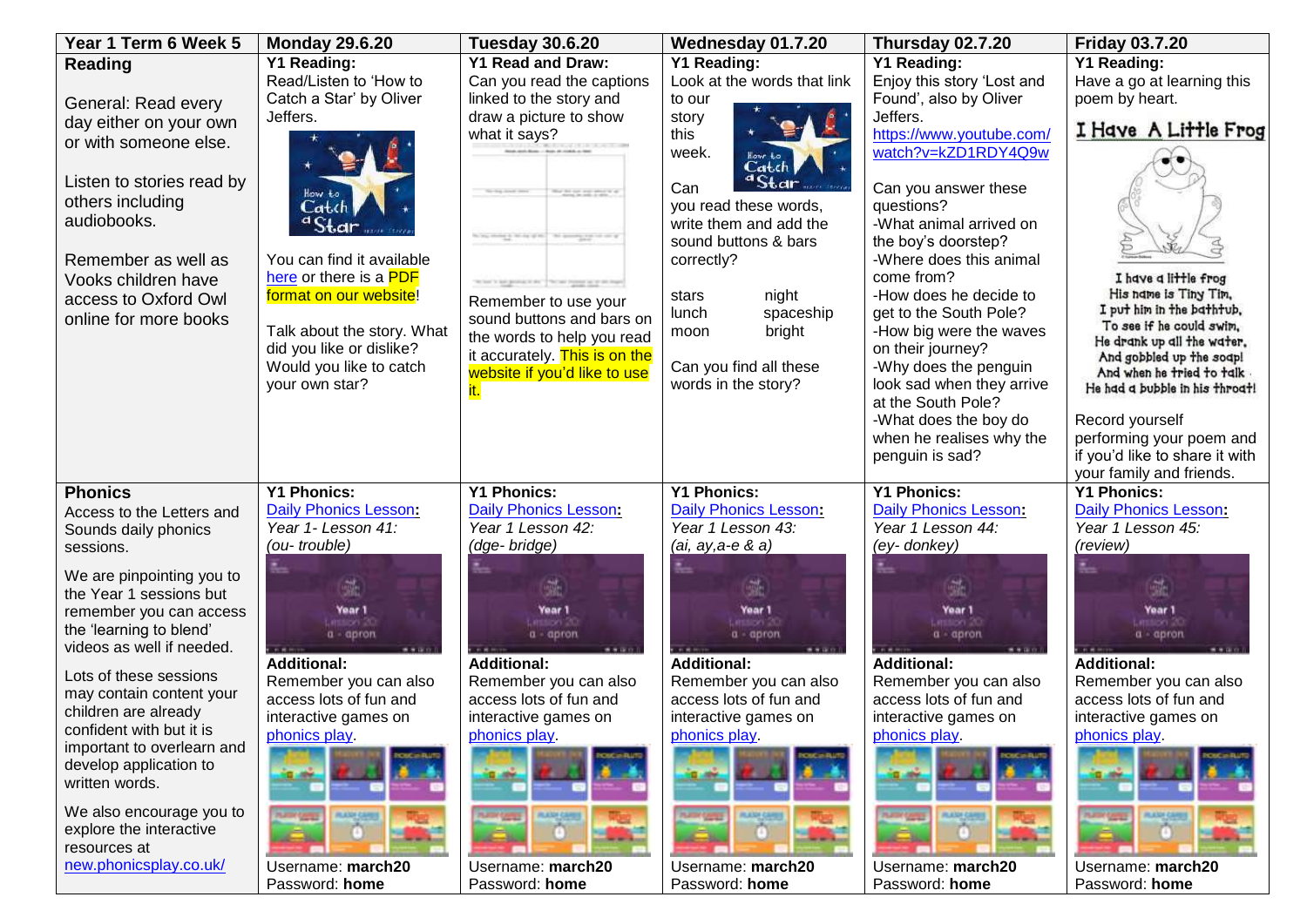| Year 1 Term 6 Week 5 | Monday 29.6.20 | Tuesday 30.6.20 | Wednesday 01.7.20 | Thursday 02.7.20 | Friday 03.7.20 |
|---|---|---|---|---|---|
| **Reading**<br><br>General: Read every day either on your own or with someone else.<br><br>Listen to stories read by others including audiobooks.<br><br>Remember as well as Vooks children have access to Oxford Owl online for more books | **Y1 Reading:**<br>Read/Listen to 'How to Catch a Star' by Oliver Jeffers.<br><br>You can find it available here or there is a PDF format on our website!<br><br>Talk about the story. What did you like or dislike? Would you like to catch your own star? | **Y1 Read and Draw:**<br>Can you read the captions linked to the story and draw a picture to show what it says?<br><br>Remember to use your sound buttons and bars on the words to help you read it accurately. This is on the website if you'd like to use it. | **Y1 Reading:**<br>Look at the words that link to our story this week.<br><br>Can you read these words, write them and add the sound buttons & bars correctly?<br><br>stars night<br>lunch spaceship<br>moon bright<br><br>Can you find all these words in the story? | **Y1 Reading:**<br>Enjoy this story 'Lost and Found', also by Oliver Jeffers.<br>https://www.youtube.com/watch?v=kZD1RDY4Q9w<br><br>Can you answer these questions?<br>-What animal arrived on the boy's doorstep?<br>-Where does this animal come from?<br>-How does he decide to get to the South Pole?<br>-How big were the waves on their journey?<br>-Why does the penguin look sad when they arrive at the South Pole?<br>-What does the boy do when he realises why the penguin is sad? | **Y1 Reading:**<br>Have a go at learning this poem by heart.<br><br>**I Have A Little Frog**<br><br>I have a little frog<br>His name is Tiny Tim,<br>I put him in the bathtub,<br>To see if he could swim,<br>He drank up all the water,<br>And gobbled up the soap!<br>And when he tried to talk<br>He had a bubble in his throat!<br><br>Record yourself performing your poem and if you'd like to share it with your family and friends. |
| **Phonics**<br>Access to the Letters and Sounds daily phonics sessions.<br><br>We are pinpointing you to the Year 1 sessions but remember you can access the 'learning to blend' videos as well if needed.<br><br>Lots of these sessions may contain content your children are already confident with but it is important to overlearn and develop application to written words.<br><br>We also encourage you to explore the interactive resources at new.phonicsplay.co.uk/ | **Y1 Phonics:**<br>Daily Phonics Lesson:<br>*Year 1- Lesson 41:*<br>*(ou- trouble)*<br><br>**Additional:**<br>Remember you can also access lots of fun and interactive games on phonics play.<br><br>Username: **march20**<br>Password: **home** | **Y1 Phonics:**<br>Daily Phonics Lesson:<br>*Year 1 Lesson 42:*<br>*(dge- bridge)*<br><br>**Additional:**<br>Remember you can also access lots of fun and interactive games on phonics play.<br><br>Username: **march20**<br>Password: **home** | **Y1 Phonics:**<br>Daily Phonics Lesson:<br>*Year 1 Lesson 43:*<br>*(ai, ay,a-e & a)*<br><br>**Additional:**<br>Remember you can also access lots of fun and interactive games on phonics play.<br><br>Username: **march20**<br>Password: **home** | **Y1 Phonics:**<br>Daily Phonics Lesson:<br>*Year 1 Lesson 44:*<br>*(ey- donkey)*<br><br>**Additional:**<br>Remember you can also access lots of fun and interactive games on phonics play.<br><br>Username: **march20**<br>Password: **home** | **Y1 Phonics:**<br>Daily Phonics Lesson:<br>*Year 1 Lesson 45:*<br>*(review)*<br><br>**Additional:**<br>Remember you can also access lots of fun and interactive games on phonics play.<br><br>Username: **march20**<br>Password: **home** |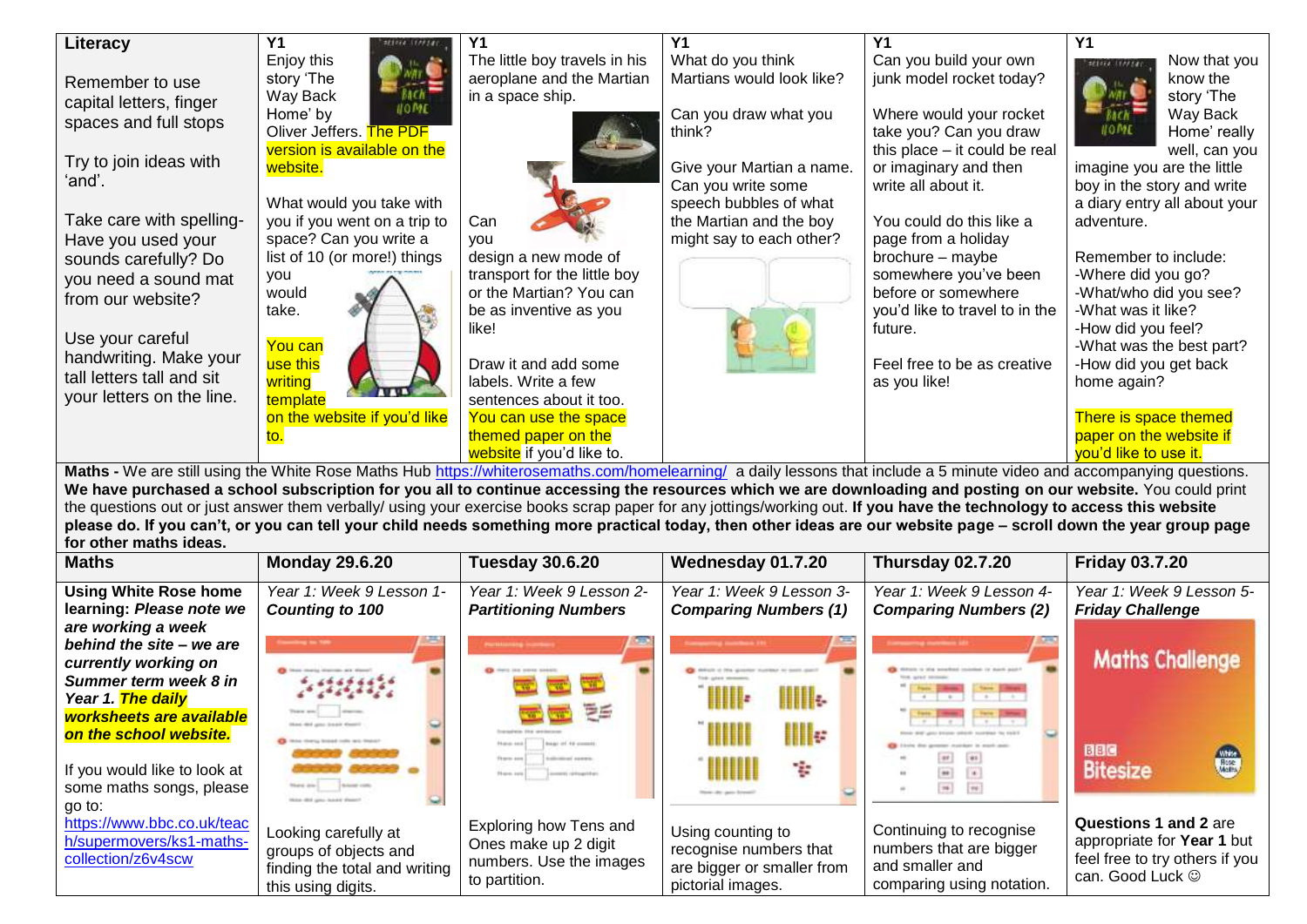| Literacy | Y1 | Y1 | Y1 | Y1 | Y1 |
|---|---|---|---|---|---|
| Remember to use capital letters, finger spaces and full stops<br><br>Try to join ideas with 'and'.<br><br>Take care with spelling- Have you used your sounds carefully? Do you need a sound mat from our website?<br><br>Use your careful handwriting. Make your tall letters tall and sit your letters on the line. | Enjoy this story 'The Way Back Home' by Oliver Jeffers. The PDF version is available on the website.<br><br>What would you take with you if you went on a trip to space? Can you write a list of 10 (or more!) things you would take.<br><br>You can use this writing template on the website if you'd like to. | The little boy travels in his aeroplane and the Martian in a space ship.<br><br>Can you design a new mode of transport for the little boy or the Martian? You can be as inventive as you like!<br><br>Draw it and add some labels. Write a few sentences about it too. You can use the space themed paper on the website if you'd like to. | What do you think Martians would look like?<br><br>Can you draw what you think?<br><br>Give your Martian a name. Can you write some speech bubbles of what the Martian and the boy might say to each other? | Can you build your own junk model rocket today?<br><br>Where would your rocket take you? Can you draw this place – it could be real or imaginary and then write all about it.<br><br>You could do this like a page from a holiday brochure – maybe somewhere you've been before or somewhere you'd like to travel to in the future.<br><br>Feel free to be as creative as you like! | Now that you know the story 'The Way Back Home' really well, can you imagine you are the little boy in the story and write a diary entry all about your adventure.<br><br>Remember to include:<br>-Where did you go?<br>-What/who did you see?<br>-What was it like?<br>-How did you feel?<br>-What was the best part?<br>-How did you get back home again?<br><br>There is space themed paper on the website if you'd like to use it. |

**Maths -** We are still using the White Rose Maths Hub https://whiterosemaths.com/homelearning/ a daily lessons that include a 5 minute video and accompanying questions. **We have purchased a school subscription for you all to continue accessing the resources which we are downloading and posting on our website.** You could print the questions out or just answer them verbally/ using your exercise books scrap paper for any jottings/working out. **If you have the technology to access this website please do. If you can't, or you can tell your child needs something more practical today, then other ideas are our website page – scroll down the year group page for other maths ideas.**

| Maths | Monday 29.6.20 | Tuesday 30.6.20 | Wednesday 01.7.20 | Thursday 02.7.20 | Friday 03.7.20 |
|---|---|---|---|---|---|
| **Using White Rose home learning:** ***Please note we are working a week behind the site – we are currently working on Summer term week 8 in Year 1. The daily worksheets are available on the school website.***<br><br>If you would like to look at some maths songs, please go to: https://www.bbc.co.uk/teach/supermovers/ks1-maths-collection/z6v4scw | *Year 1: Week 9 Lesson 1-* ***Counting to 100***<br><br>Looking carefully at groups of objects and finding the total and writing this using digits. | *Year 1: Week 9 Lesson 2-* ***Partitioning Numbers***<br><br>Exploring how Tens and Ones make up 2 digit numbers. Use the images to partition. | *Year 1: Week 9 Lesson 3-* ***Comparing Numbers (1)***<br><br>Using counting to recognise numbers that are bigger or smaller from pictorial images. | *Year 1: Week 9 Lesson 4-* ***Comparing Numbers (2)***<br><br>Continuing to recognise numbers that are bigger and smaller and comparing using notation. | *Year 1: Week 9 Lesson 5-* ***Friday Challenge***<br><br>Maths Challenge<br><br>**Questions 1 and 2** are appropriate for **Year 1** but feel free to try others if you can. Good Luck ☺ |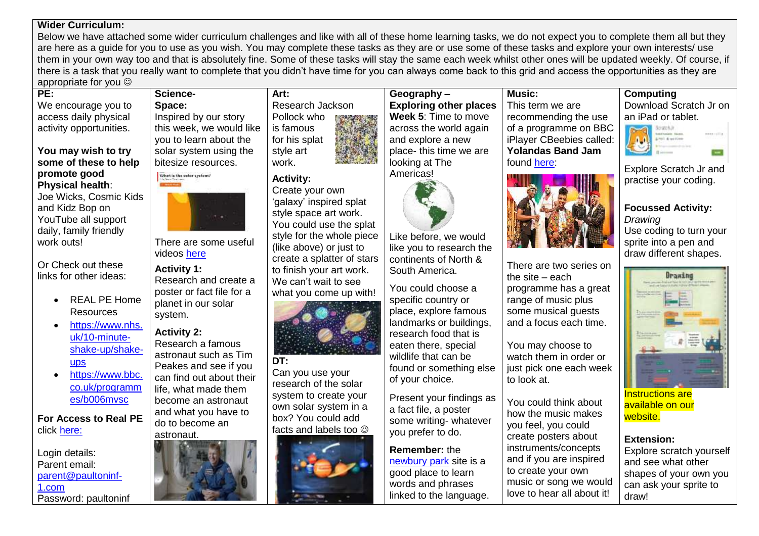**Wider Curriculum:**

Below we have attached some wider curriculum challenges and like with all of these home learning tasks, we do not expect you to complete them all but they are here as a guide for you to use as you wish. You may complete these tasks as they are or use some of these tasks and explore your own interests/ use them in your own way too and that is absolutely fine. Some of these tasks will stay the same each week whilst other ones will be updated weekly. Of course, if there is a task that you really want to complete that you didn't have time for you can always come back to this grid and access the opportunities as they are appropriate for you ☺

**PE:**

We encourage you to access daily physical activity opportunities.

**You may wish to try some of these to help promote good Physical health**:
Joe Wicks, Cosmic Kids and Kidz Bop on YouTube all support daily, family friendly work outs!

Or Check out these links for other ideas:

- REAL PE Home Resources
- https://www.nhs.uk/10-minute-shake-up/shake-ups
- https://www.bbc.co.uk/programmes/b006mvsc

**For Access to Real PE** click here:

Login details:
Parent email: parent@paultoninf-1.com
Password: paultoninf

**Science-Space:**

Inspired by our story this week, we would like you to learn about the solar system using the bitesize resources.

There are some useful videos here

**Activity 1:**
Research and create a poster or fact file for a planet in our solar system.

**Activity 2:**
Research a famous astronaut such as Tim Peakes and see if you can find out about their life, what made them become an astronaut and what you have to do to become an astronaut.

**Art:**

Research Jackson Pollock who is famous for his splat style art work.

**Activity:**
Create your own 'galaxy' inspired splat style space art work. You could use the splat style for the whole piece (like above) or just to create a splatter of stars to finish your art work. We can't wait to see what you come up with!

**DT:**
Can you use your research of the solar system to create your own solar system in a box? You could add facts and labels too ☺

**Geography – Exploring other places**

**Week 5**: Time to move across the world again and explore a new place- this time we are looking at The Americas!

Like before, we would like you to research the continents of North & South America.

You could choose a specific country or place, explore famous landmarks or buildings, research food that is eaten there, special wildlife that can be found or something else of your choice.

Present your findings as a fact file, a poster some writing- whatever you prefer to do.

**Remember:** the newbury park site is a good place to learn words and phrases linked to the language.

**Music:**

This term we are recommending the use of a programme on BBC iPlayer CBeebies called: **Yolandas Band Jam** found here:

There are two series on the site – each programme has a great range of music plus some musical guests and a focus each time.

You may choose to watch them in order or just pick one each week to look at.

You could think about how the music makes you feel, you could create posters about instruments/concepts and if you are inspired to create your own music or song we would love to hear all about it!

**Computing**

Download Scratch Jr on an iPad or tablet.

Explore Scratch Jr and practise your coding.

**Focussed Activity:**
*Drawing*
Use coding to turn your sprite into a pen and draw different shapes.

Instructions are available on our website.

**Extension:**
Explore scratch yourself and see what other shapes of your own you can ask your sprite to draw!